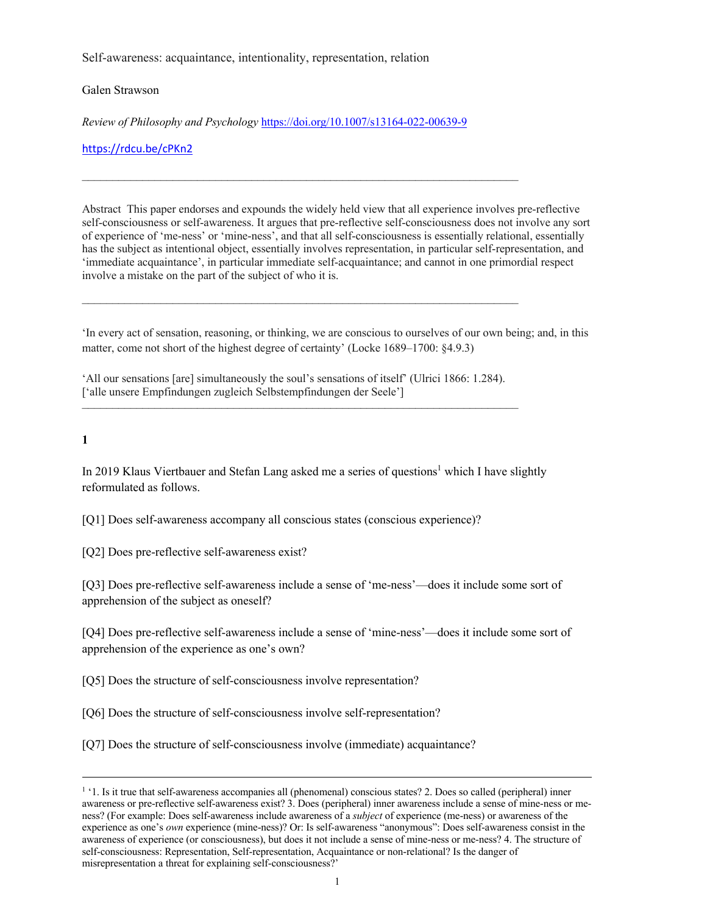Self-awareness: acquaintance, intentionality, representation, relation

Galen Strawson

*Review of Philosophy and Psychology* https://doi.org/10.1007/s13164-022-00639-9

https://rdcu.be/cPKn2

---

Abstract This paper endorses and expounds the widely held view that all experience involves pre-reflective self-consciousness or self-awareness. It argues that pre-reflective self-consciousness does not involve any sort of experience of 'me-ness' or 'mine-ness', and that all self-consciousness is essentially relational, essentially has the subject as intentional object, essentially involves representation, in particular self-representation, and 'immediate acquaintance', in particular immediate self-acquaintance; and cannot in one primordial respect involve a mistake on the part of the subject of who it is.

---

'In every act of sensation, reasoning, or thinking, we are conscious to ourselves of our own being; and, in this matter, come not short of the highest degree of certainty' (Locke 1689–1700: §4.9.3)

'All our sensations [are] simultaneously the soul's sensations of itself' (Ulrici 1866: 1.284). ['alle unsere Empfindungen zugleich Selbstempfindungen der Seele']

---

**1**

In 2019 Klaus Viertbauer and Stefan Lang asked me a series of questions[1] which I have slightly reformulated as follows.

[Q1] Does self-awareness accompany all conscious states (conscious experience)?

[Q2] Does pre-reflective self-awareness exist?

[Q3] Does pre-reflective self-awareness include a sense of 'me-ness'—does it include some sort of apprehension of the subject as oneself?

[Q4] Does pre-reflective self-awareness include a sense of 'mine-ness'—does it include some sort of apprehension of the experience as one's own?

[Q5] Does the structure of self-consciousness involve representation?

[Q6] Does the structure of self-consciousness involve self-representation?

[Q7] Does the structure of self-consciousness involve (immediate) acquaintance?

---

[1] '1. Is it true that self-awareness accompanies all (phenomenal) conscious states? 2. Does so called (peripheral) inner awareness or pre-reflective self-awareness exist? 3. Does (peripheral) inner awareness include a sense of mine-ness or me-ness? (For example: Does self-awareness include awareness of a *subject* of experience (me-ness) or awareness of the experience as one's *own* experience (mine-ness)? Or: Is self-awareness "anonymous": Does self-awareness consist in the awareness of experience (or consciousness), but does it not include a sense of mine-ness or me-ness? 4. The structure of self-consciousness: Representation, Self-representation, Acquaintance or non-relational? Is the danger of misrepresentation a threat for explaining self-consciousness?'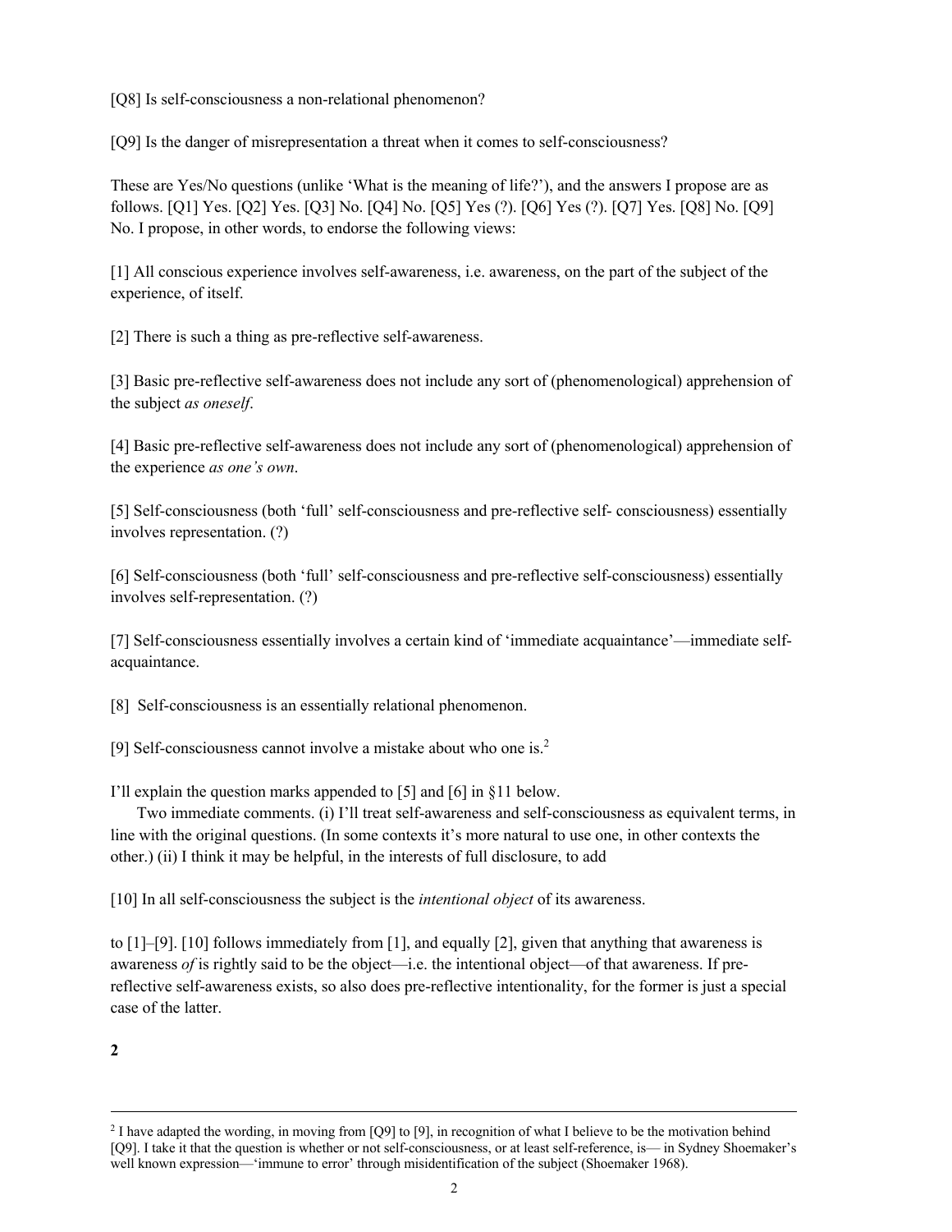[Q8] Is self-consciousness a non-relational phenomenon?

[Q9] Is the danger of misrepresentation a threat when it comes to self-consciousness?

These are Yes/No questions (unlike 'What is the meaning of life?'), and the answers I propose are as follows. [Q1] Yes. [Q2] Yes. [Q3] No. [Q4] No. [Q5] Yes (?). [Q6] Yes (?). [Q7] Yes. [Q8] No. [Q9] No. I propose, in other words, to endorse the following views:

[1] All conscious experience involves self-awareness, i.e. awareness, on the part of the subject of the experience, of itself.

[2] There is such a thing as pre-reflective self-awareness.

[3] Basic pre-reflective self-awareness does not include any sort of (phenomenological) apprehension of the subject *as oneself*.

[4] Basic pre-reflective self-awareness does not include any sort of (phenomenological) apprehension of the experience *as one's own*.

[5] Self-consciousness (both 'full' self-consciousness and pre-reflective self- consciousness) essentially involves representation. (?)

[6] Self-consciousness (both 'full' self-consciousness and pre-reflective self-consciousness) essentially involves self-representation. (?)

[7] Self-consciousness essentially involves a certain kind of 'immediate acquaintance'—immediate self-acquaintance.

[8] Self-consciousness is an essentially relational phenomenon.

[9] Self-consciousness cannot involve a mistake about who one is.[2]

I'll explain the question marks appended to [5] and [6] in §11 below.

Two immediate comments. (i) I'll treat self-awareness and self-consciousness as equivalent terms, in line with the original questions. (In some contexts it's more natural to use one, in other contexts the other.) (ii) I think it may be helpful, in the interests of full disclosure, to add

[10] In all self-consciousness the subject is the *intentional object* of its awareness.

to [1]–[9]. [10] follows immediately from [1], and equally [2], given that anything that awareness is awareness *of* is rightly said to be the object—i.e. the intentional object—of that awareness. If pre-reflective self-awareness exists, so also does pre-reflective intentionality, for the former is just a special case of the latter.

**2**

[2] I have adapted the wording, in moving from [Q9] to [9], in recognition of what I believe to be the motivation behind [Q9]. I take it that the question is whether or not self-consciousness, or at least self-reference, is— in Sydney Shoemaker's well known expression—'immune to error' through misidentification of the subject (Shoemaker 1968).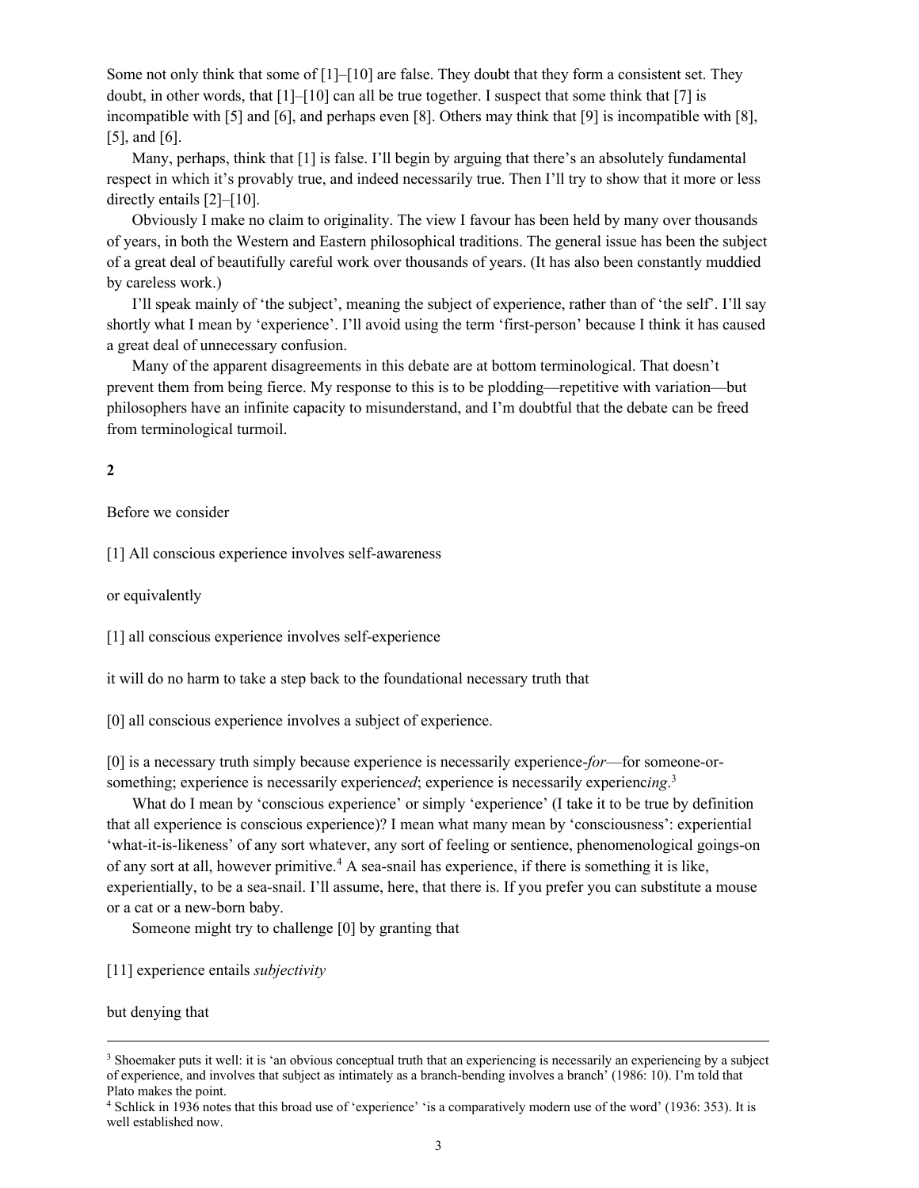Some not only think that some of [1]–[10] are false. They doubt that they form a consistent set. They doubt, in other words, that [1]–[10] can all be true together. I suspect that some think that [7] is incompatible with [5] and [6], and perhaps even [8]. Others may think that [9] is incompatible with [8], [5], and [6].

Many, perhaps, think that [1] is false. I'll begin by arguing that there's an absolutely fundamental respect in which it's provably true, and indeed necessarily true. Then I'll try to show that it more or less directly entails [2]–[10].

Obviously I make no claim to originality. The view I favour has been held by many over thousands of years, in both the Western and Eastern philosophical traditions. The general issue has been the subject of a great deal of beautifully careful work over thousands of years. (It has also been constantly muddied by careless work.)

I'll speak mainly of 'the subject', meaning the subject of experience, rather than of 'the self'. I'll say shortly what I mean by 'experience'. I'll avoid using the term 'first-person' because I think it has caused a great deal of unnecessary confusion.

Many of the apparent disagreements in this debate are at bottom terminological. That doesn't prevent them from being fierce. My response to this is to be plodding—repetitive with variation—but philosophers have an infinite capacity to misunderstand, and I'm doubtful that the debate can be freed from terminological turmoil.

**2**

Before we consider

[1] All conscious experience involves self-awareness

or equivalently

[1] all conscious experience involves self-experience

it will do no harm to take a step back to the foundational necessary truth that

[0] all conscious experience involves a subject of experience.

[0] is a necessary truth simply because experience is necessarily experience-*for*—for someone-or-something; experience is necessarily experienc*ed*; experience is necessarily experienc*ing*.[3]

What do I mean by 'conscious experience' or simply 'experience' (I take it to be true by definition that all experience is conscious experience)? I mean what many mean by 'consciousness': experiential 'what-it-is-likeness' of any sort whatever, any sort of feeling or sentience, phenomenological goings-on of any sort at all, however primitive.[4] A sea-snail has experience, if there is something it is like, experientially, to be a sea-snail. I'll assume, here, that there is. If you prefer you can substitute a mouse or a cat or a new-born baby.

Someone might try to challenge [0] by granting that

[11] experience entails *subjectivity*

but denying that

---

[3] Shoemaker puts it well: it is 'an obvious conceptual truth that an experiencing is necessarily an experiencing by a subject of experience, and involves that subject as intimately as a branch-bending involves a branch' (1986: 10). I'm told that Plato makes the point.

[4] Schlick in 1936 notes that this broad use of 'experience' 'is a comparatively modern use of the word' (1936: 353). It is well established now.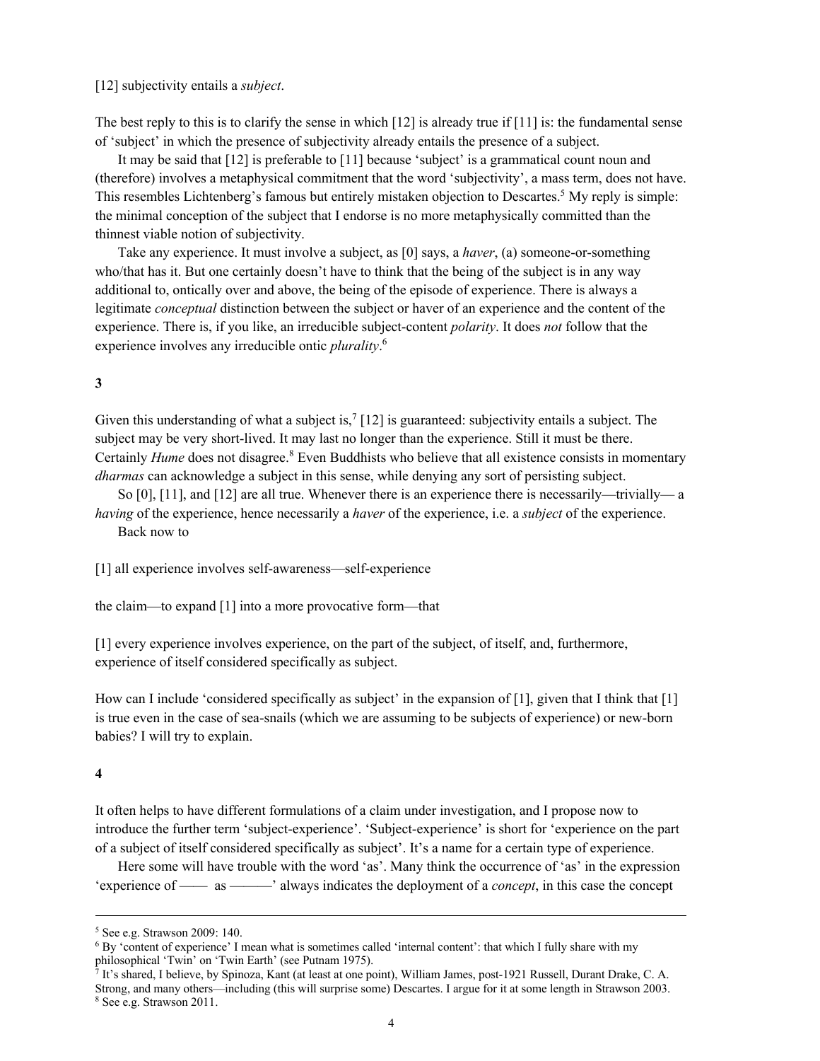[12] subjectivity entails a *subject*.

The best reply to this is to clarify the sense in which [12] is already true if [11] is: the fundamental sense of 'subject' in which the presence of subjectivity already entails the presence of a subject.

It may be said that [12] is preferable to [11] because 'subject' is a grammatical count noun and (therefore) involves a metaphysical commitment that the word 'subjectivity', a mass term, does not have. This resembles Lichtenberg's famous but entirely mistaken objection to Descartes.[5] My reply is simple: the minimal conception of the subject that I endorse is no more metaphysically committed than the thinnest viable notion of subjectivity.

Take any experience. It must involve a subject, as [0] says, a *haver*, (a) someone-or-something who/that has it. But one certainly doesn't have to think that the being of the subject is in any way additional to, ontically over and above, the being of the episode of experience. There is always a legitimate *conceptual* distinction between the subject or haver of an experience and the content of the experience. There is, if you like, an irreducible subject-content *polarity*. It does *not* follow that the experience involves any irreducible ontic *plurality*.[6]

**3**

Given this understanding of what a subject is,[7] [12] is guaranteed: subjectivity entails a subject. The subject may be very short-lived. It may last no longer than the experience. Still it must be there. Certainly *Hume* does not disagree.[8] Even Buddhists who believe that all existence consists in momentary *dharmas* can acknowledge a subject in this sense, while denying any sort of persisting subject.

So [0], [11], and [12] are all true. Whenever there is an experience there is necessarily—trivially— a *having* of the experience, hence necessarily a *haver* of the experience, i.e. a *subject* of the experience.

Back now to

[1] all experience involves self-awareness—self-experience

the claim—to expand [1] into a more provocative form—that

[1] every experience involves experience, on the part of the subject, of itself, and, furthermore, experience of itself considered specifically as subject.

How can I include 'considered specifically as subject' in the expansion of [1], given that I think that [1] is true even in the case of sea-snails (which we are assuming to be subjects of experience) or new-born babies? I will try to explain.

**4**

It often helps to have different formulations of a claim under investigation, and I propose now to introduce the further term 'subject-experience'. 'Subject-experience' is short for 'experience on the part of a subject of itself considered specifically as subject'. It's a name for a certain type of experience.

Here some will have trouble with the word 'as'. Many think the occurrence of 'as' in the expression 'experience of —— as ———' always indicates the deployment of a *concept*, in this case the concept

---

[5] See e.g. Strawson 2009: 140.

[6] By 'content of experience' I mean what is sometimes called 'internal content': that which I fully share with my philosophical 'Twin' on 'Twin Earth' (see Putnam 1975).

[7] It's shared, I believe, by Spinoza, Kant (at least at one point), William James, post-1921 Russell, Durant Drake, C. A. Strong, and many others—including (this will surprise some) Descartes. I argue for it at some length in Strawson 2003.

[8] See e.g. Strawson 2011.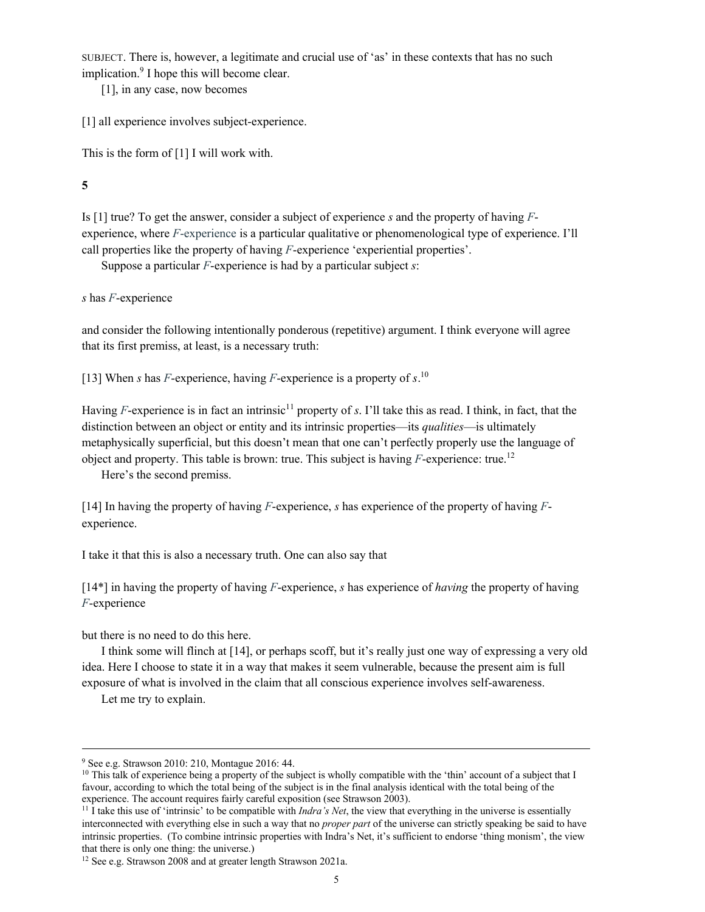SUBJECT. There is, however, a legitimate and crucial use of 'as' in these contexts that has no such implication.[9] I hope this will become clear.

[1], in any case, now becomes

[1] all experience involves subject-experience.

This is the form of [1] I will work with.

**5**

Is [1] true? To get the answer, consider a subject of experience *s* and the property of having *F*-experience, where *F*-experience is a particular qualitative or phenomenological type of experience. I'll call properties like the property of having *F*-experience 'experiential properties'.

Suppose a particular *F*-experience is had by a particular subject *s*:

*s* has *F*-experience

and consider the following intentionally ponderous (repetitive) argument. I think everyone will agree that its first premiss, at least, is a necessary truth:

[13] When *s* has *F*-experience, having *F*-experience is a property of *s*.[10]

Having *F*-experience is in fact an intrinsic[11] property of *s*. I'll take this as read. I think, in fact, that the distinction between an object or entity and its intrinsic properties—its *qualities*—is ultimately metaphysically superficial, but this doesn't mean that one can't perfectly properly use the language of object and property. This table is brown: true. This subject is having *F*-experience: true.[12]

Here's the second premiss.

[14] In having the property of having *F*-experience, *s* has experience of the property of having *F*-experience.

I take it that this is also a necessary truth. One can also say that

[14*] in having the property of having *F*-experience, *s* has experience of *having* the property of having *F*-experience

but there is no need to do this here.

I think some will flinch at [14], or perhaps scoff, but it's really just one way of expressing a very old idea. Here I choose to state it in a way that makes it seem vulnerable, because the present aim is full exposure of what is involved in the claim that all conscious experience involves self-awareness.

Let me try to explain.

---

[9] See e.g. Strawson 2010: 210, Montague 2016: 44.

[10] This talk of experience being a property of the subject is wholly compatible with the 'thin' account of a subject that I favour, according to which the total being of the subject is in the final analysis identical with the total being of the experience. The account requires fairly careful exposition (see Strawson 2003).

[11] I take this use of 'intrinsic' to be compatible with *Indra's Net*, the view that everything in the universe is essentially interconnected with everything else in such a way that no *proper part* of the universe can strictly speaking be said to have intrinsic properties. (To combine intrinsic properties with Indra's Net, it's sufficient to endorse 'thing monism', the view that there is only one thing: the universe.)

[12] See e.g. Strawson 2008 and at greater length Strawson 2021a.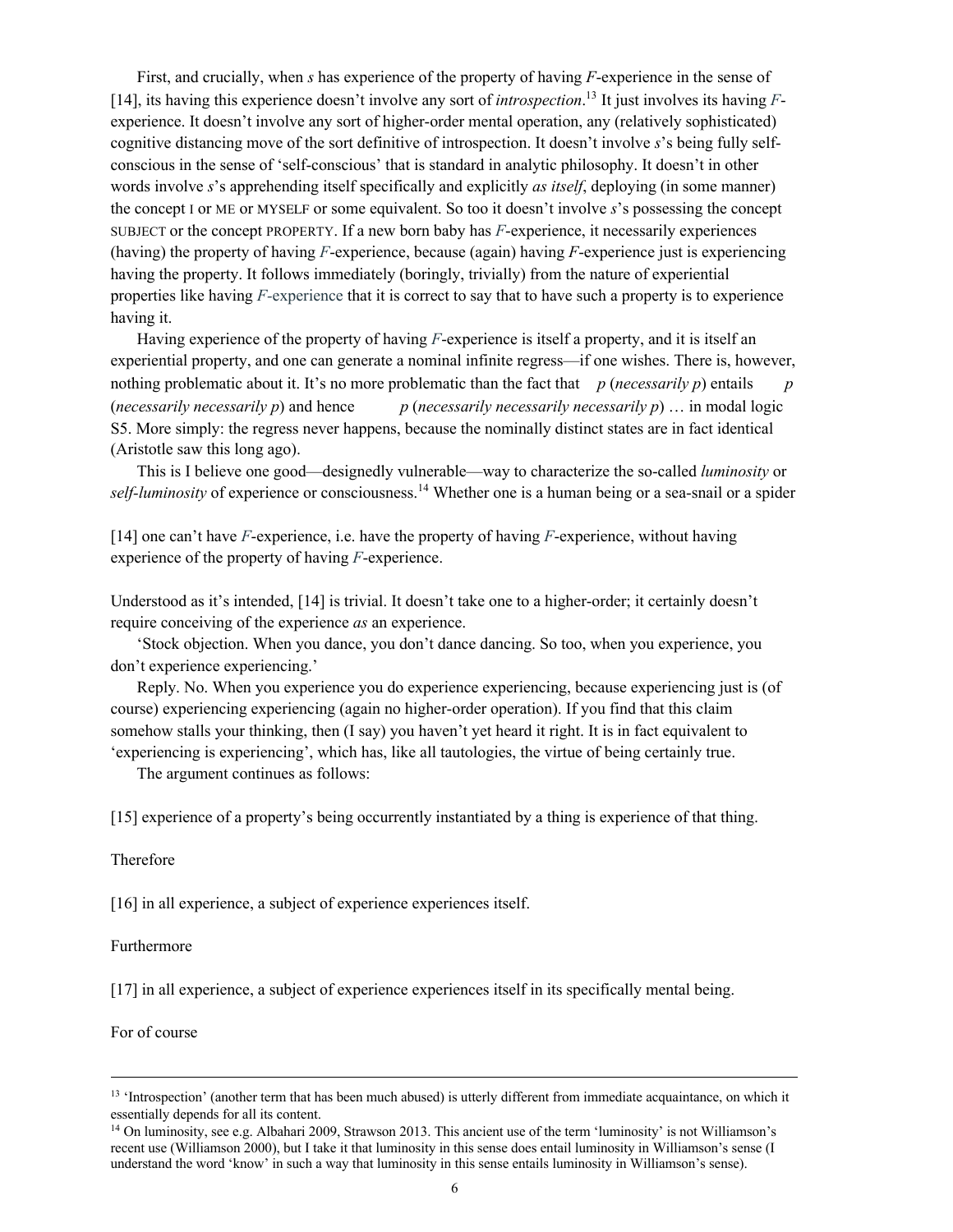First, and crucially, when *s* has experience of the property of having *F*-experience in the sense of [14], its having this experience doesn't involve any sort of *introspection*.[13] It just involves its having *F*-experience. It doesn't involve any sort of higher-order mental operation, any (relatively sophisticated) cognitive distancing move of the sort definitive of introspection. It doesn't involve *s*'s being fully self-conscious in the sense of 'self-conscious' that is standard in analytic philosophy. It doesn't in other words involve *s*'s apprehending itself specifically and explicitly *as itself*, deploying (in some manner) the concept I or ME or MYSELF or some equivalent. So too it doesn't involve *s*'s possessing the concept SUBJECT or the concept PROPERTY. If a new born baby has *F*-experience, it necessarily experiences (having) the property of having *F*-experience, because (again) having *F*-experience just is experiencing having the property. It follows immediately (boringly, trivially) from the nature of experiential properties like having *F*-experience that it is correct to say that to have such a property is to experience having it.

Having experience of the property of having *F*-experience is itself a property, and it is itself an experiential property, and one can generate a nominal infinite regress—if one wishes. There is, however, nothing problematic about it. It's no more problematic than the fact that  *p* (*necessarily p*) entails  *p* (*necessarily necessarily p*) and hence  *p* (*necessarily necessarily necessarily p*) … in modal logic S5. More simply: the regress never happens, because the nominally distinct states are in fact identical (Aristotle saw this long ago).

This is I believe one good—designedly vulnerable—way to characterize the so-called *luminosity* or *self-luminosity* of experience or consciousness.[14] Whether one is a human being or a sea-snail or a spider

[14] one can't have *F*-experience, i.e. have the property of having *F*-experience, without having experience of the property of having *F*-experience.

Understood as it's intended, [14] is trivial. It doesn't take one to a higher-order; it certainly doesn't require conceiving of the experience *as* an experience.

'Stock objection. When you dance, you don't dance dancing. So too, when you experience, you don't experience experiencing.'

Reply. No. When you experience you do experience experiencing, because experiencing just is (of course) experiencing experiencing (again no higher-order operation). If you find that this claim somehow stalls your thinking, then (I say) you haven't yet heard it right. It is in fact equivalent to 'experiencing is experiencing', which has, like all tautologies, the virtue of being certainly true.

The argument continues as follows:

[15] experience of a property's being occurrently instantiated by a thing is experience of that thing.

Therefore

[16] in all experience, a subject of experience experiences itself.

Furthermore

[17] in all experience, a subject of experience experiences itself in its specifically mental being.

For of course

---

[13] 'Introspection' (another term that has been much abused) is utterly different from immediate acquaintance, on which it essentially depends for all its content.

[14] On luminosity, see e.g. Albahari 2009, Strawson 2013. This ancient use of the term 'luminosity' is not Williamson's recent use (Williamson 2000), but I take it that luminosity in this sense does entail luminosity in Williamson's sense (I understand the word 'know' in such a way that luminosity in this sense entails luminosity in Williamson's sense).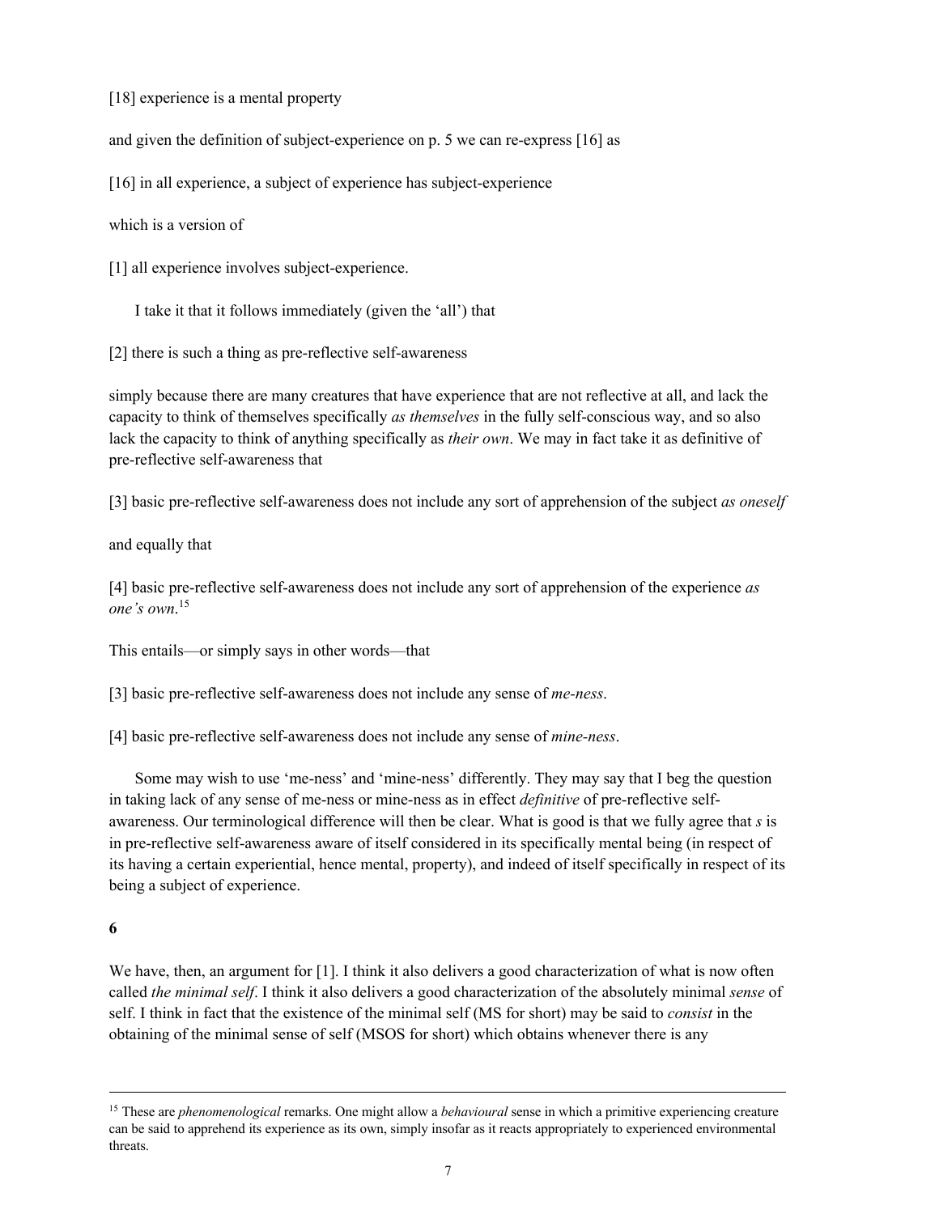[18] experience is a mental property

and given the definition of subject-experience on p. 5 we can re-express [16] as

[16] in all experience, a subject of experience has subject-experience

which is a version of

[1] all experience involves subject-experience.

I take it that it follows immediately (given the 'all') that

[2] there is such a thing as pre-reflective self-awareness

simply because there are many creatures that have experience that are not reflective at all, and lack the capacity to think of themselves specifically *as themselves* in the fully self-conscious way, and so also lack the capacity to think of anything specifically as *their own*. We may in fact take it as definitive of pre-reflective self-awareness that

[3] basic pre-reflective self-awareness does not include any sort of apprehension of the subject *as oneself*

and equally that

[4] basic pre-reflective self-awareness does not include any sort of apprehension of the experience *as one's own*.[15]

This entails—or simply says in other words—that

[3] basic pre-reflective self-awareness does not include any sense of *me-ness*.

[4] basic pre-reflective self-awareness does not include any sense of *mine-ness*.

Some may wish to use 'me-ness' and 'mine-ness' differently. They may say that I beg the question in taking lack of any sense of me-ness or mine-ness as in effect *definitive* of pre-reflective self-awareness. Our terminological difference will then be clear. What is good is that we fully agree that *s* is in pre-reflective self-awareness aware of itself considered in its specifically mental being (in respect of its having a certain experiential, hence mental, property), and indeed of itself specifically in respect of its being a subject of experience.

**6**

We have, then, an argument for [1]. I think it also delivers a good characterization of what is now often called *the minimal self*. I think it also delivers a good characterization of the absolutely minimal *sense* of self. I think in fact that the existence of the minimal self (MS for short) may be said to *consist* in the obtaining of the minimal sense of self (MSOS for short) which obtains whenever there is any

---

[15] These are *phenomenological* remarks. One might allow a *behavioural* sense in which a primitive experiencing creature can be said to apprehend its experience as its own, simply insofar as it reacts appropriately to experienced environmental threats.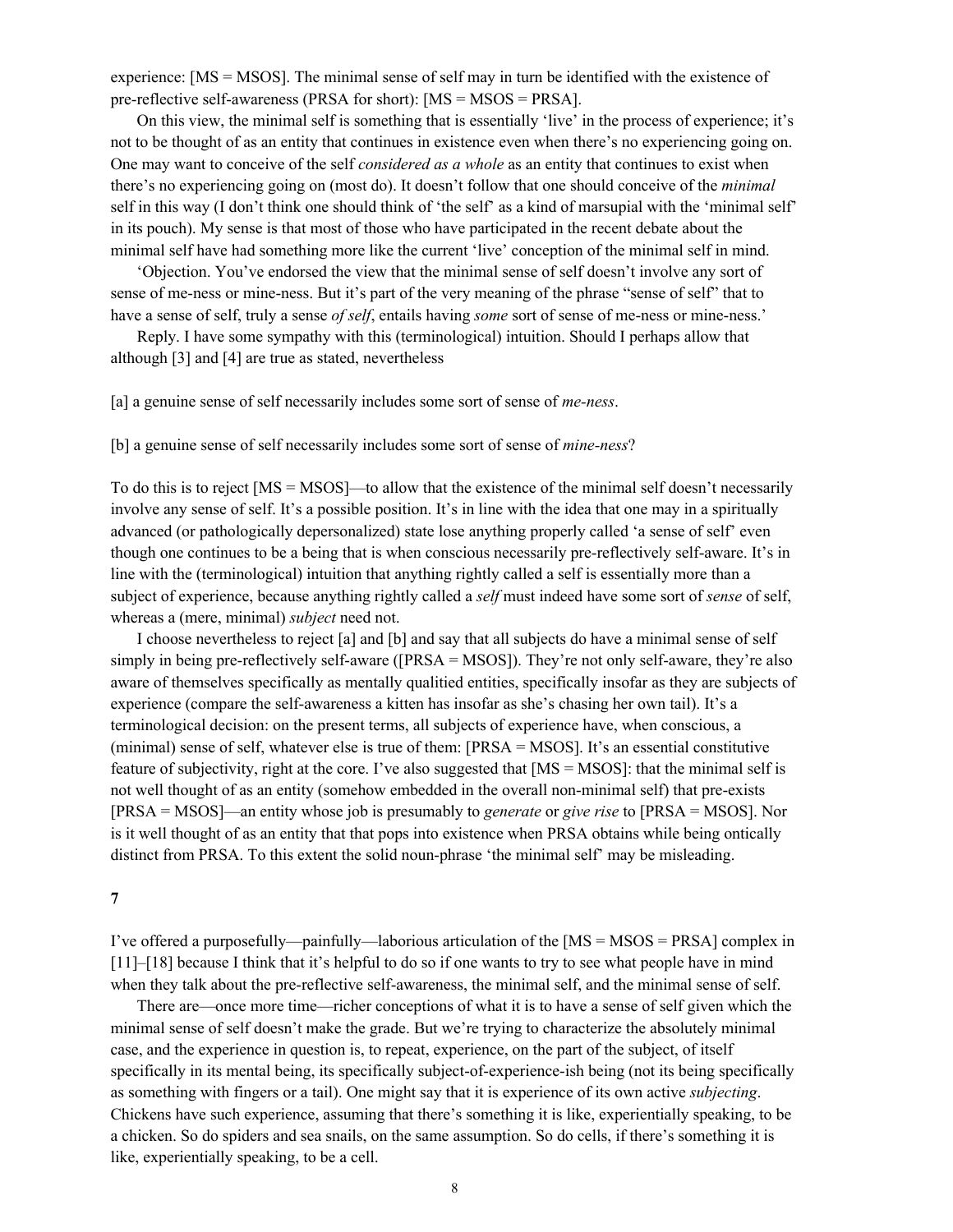experience: [MS = MSOS]. The minimal sense of self may in turn be identified with the existence of pre-reflective self-awareness (PRSA for short): [MS = MSOS = PRSA].

On this view, the minimal self is something that is essentially 'live' in the process of experience; it's not to be thought of as an entity that continues in existence even when there's no experiencing going on. One may want to conceive of the self *considered as a whole* as an entity that continues to exist when there's no experiencing going on (most do). It doesn't follow that one should conceive of the *minimal* self in this way (I don't think one should think of 'the self' as a kind of marsupial with the 'minimal self' in its pouch). My sense is that most of those who have participated in the recent debate about the minimal self have had something more like the current 'live' conception of the minimal self in mind.

'Objection. You've endorsed the view that the minimal sense of self doesn't involve any sort of sense of me-ness or mine-ness. But it's part of the very meaning of the phrase "sense of self" that to have a sense of self, truly a sense *of self*, entails having *some* sort of sense of me-ness or mine-ness.'

Reply. I have some sympathy with this (terminological) intuition. Should I perhaps allow that although [3] and [4] are true as stated, nevertheless

[a] a genuine sense of self necessarily includes some sort of sense of *me-ness*.

[b] a genuine sense of self necessarily includes some sort of sense of *mine-ness*?

To do this is to reject [MS = MSOS]—to allow that the existence of the minimal self doesn't necessarily involve any sense of self. It's a possible position. It's in line with the idea that one may in a spiritually advanced (or pathologically depersonalized) state lose anything properly called 'a sense of self' even though one continues to be a being that is when conscious necessarily pre-reflectively self-aware. It's in line with the (terminological) intuition that anything rightly called a self is essentially more than a subject of experience, because anything rightly called a *self* must indeed have some sort of *sense* of self, whereas a (mere, minimal) *subject* need not.

I choose nevertheless to reject [a] and [b] and say that all subjects do have a minimal sense of self simply in being pre-reflectively self-aware ([PRSA = MSOS]). They're not only self-aware, they're also aware of themselves specifically as mentally qualitied entities, specifically insofar as they are subjects of experience (compare the self-awareness a kitten has insofar as she's chasing her own tail). It's a terminological decision: on the present terms, all subjects of experience have, when conscious, a (minimal) sense of self, whatever else is true of them: [PRSA = MSOS]. It's an essential constitutive feature of subjectivity, right at the core. I've also suggested that [MS = MSOS]: that the minimal self is not well thought of as an entity (somehow embedded in the overall non-minimal self) that pre-exists [PRSA = MSOS]—an entity whose job is presumably to *generate* or *give rise* to [PRSA = MSOS]. Nor is it well thought of as an entity that that pops into existence when PRSA obtains while being ontically distinct from PRSA. To this extent the solid noun-phrase 'the minimal self' may be misleading.

**7**

I've offered a purposefully—painfully—laborious articulation of the [MS = MSOS = PRSA] complex in [11]–[18] because I think that it's helpful to do so if one wants to try to see what people have in mind when they talk about the pre-reflective self-awareness, the minimal self, and the minimal sense of self.

There are—once more time—richer conceptions of what it is to have a sense of self given which the minimal sense of self doesn't make the grade. But we're trying to characterize the absolutely minimal case, and the experience in question is, to repeat, experience, on the part of the subject, of itself specifically in its mental being, its specifically subject-of-experience-ish being (not its being specifically as something with fingers or a tail). One might say that it is experience of its own active *subjecting*. Chickens have such experience, assuming that there's something it is like, experientially speaking, to be a chicken. So do spiders and sea snails, on the same assumption. So do cells, if there's something it is like, experientially speaking, to be a cell.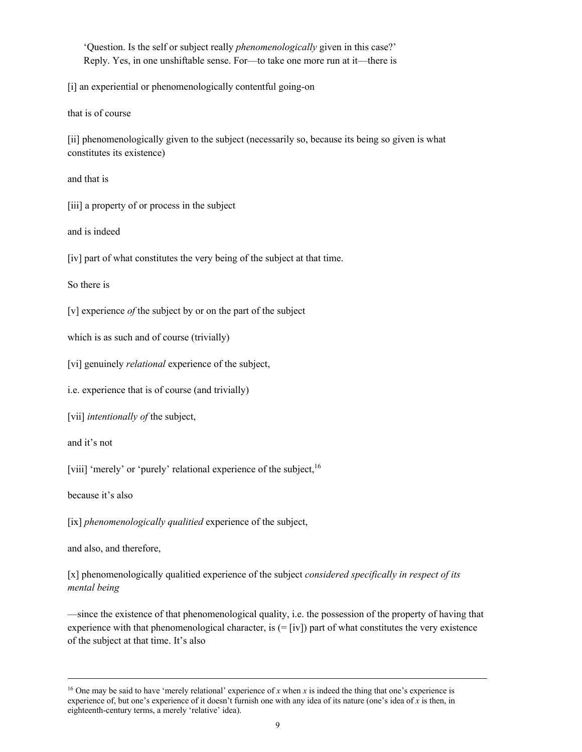'Question. Is the self or subject really *phenomenologically* given in this case?'
Reply. Yes, in one unshiftable sense. For—to take one more run at it—there is

[i] an experiential or phenomenologically contentful going-on

that is of course

[ii] phenomenologically given to the subject (necessarily so, because its being so given is what constitutes its existence)

and that is

[iii] a property of or process in the subject

and is indeed

[iv] part of what constitutes the very being of the subject at that time.

So there is

[v] experience *of* the subject by or on the part of the subject

which is as such and of course (trivially)

[vi] genuinely *relational* experience of the subject,

i.e. experience that is of course (and trivially)

[vii] *intentionally of* the subject,

and it's not

[viii] 'merely' or 'purely' relational experience of the subject,[16]

because it's also

[ix] *phenomenologically qualitied* experience of the subject,

and also, and therefore,

[x] phenomenologically qualitied experience of the subject *considered specifically in respect of its mental being*

—since the existence of that phenomenological quality, i.e. the possession of the property of having that experience with that phenomenological character, is (= [iv]) part of what constitutes the very existence of the subject at that time. It's also

---

[16] One may be said to have 'merely relational' experience of *x* when *x* is indeed the thing that one's experience is experience of, but one's experience of it doesn't furnish one with any idea of its nature (one's idea of *x* is then, in eighteenth-century terms, a merely 'relative' idea).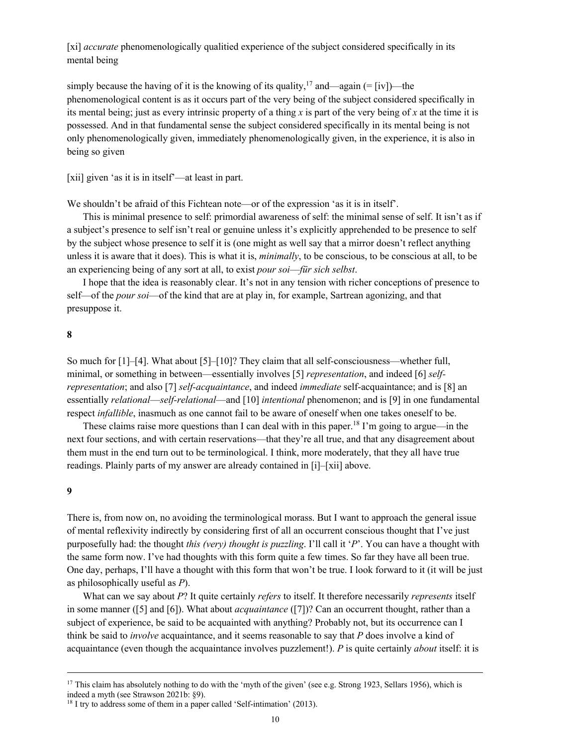[xi] *accurate* phenomenologically qualitied experience of the subject considered specifically in its mental being

simply because the having of it is the knowing of its quality,[17] and—again (= [iv])—the phenomenological content is as it occurs part of the very being of the subject considered specifically in its mental being; just as every intrinsic property of a thing *x* is part of the very being of *x* at the time it is possessed. And in that fundamental sense the subject considered specifically in its mental being is not only phenomenologically given, immediately phenomenologically given, in the experience, it is also in being so given

[xii] given 'as it is in itself'—at least in part.

We shouldn't be afraid of this Fichtean note—or of the expression 'as it is in itself'.

This is minimal presence to self: primordial awareness of self: the minimal sense of self. It isn't as if a subject's presence to self isn't real or genuine unless it's explicitly apprehended to be presence to self by the subject whose presence to self it is (one might as well say that a mirror doesn't reflect anything unless it is aware that it does). This is what it is, *minimally*, to be conscious, to be conscious at all, to be an experiencing being of any sort at all, to exist *pour soi*—*für sich selbst*.

I hope that the idea is reasonably clear. It's not in any tension with richer conceptions of presence to self—of the *pour soi*—of the kind that are at play in, for example, Sartrean agonizing, and that presuppose it.

**8**

So much for [1]–[4]. What about [5]–[10]? They claim that all self-consciousness—whether full, minimal, or something in between—essentially involves [5] *representation*, and indeed [6] *self-representation*; and also [7] *self-acquaintance*, and indeed *immediate* self-acquaintance; and is [8] an essentially *relational*—*self-relational*—and [10] *intentional* phenomenon; and is [9] in one fundamental respect *infallible*, inasmuch as one cannot fail to be aware of oneself when one takes oneself to be.

These claims raise more questions than I can deal with in this paper.[18] I'm going to argue—in the next four sections, and with certain reservations—that they're all true, and that any disagreement about them must in the end turn out to be terminological. I think, more moderately, that they all have true readings. Plainly parts of my answer are already contained in [i]–[xii] above.

**9**

There is, from now on, no avoiding the terminological morass. But I want to approach the general issue of mental reflexivity indirectly by considering first of all an occurrent conscious thought that I've just purposefully had: the thought *this (very) thought is puzzling*. I'll call it '*P*'. You can have a thought with the same form now. I've had thoughts with this form quite a few times. So far they have all been true. One day, perhaps, I'll have a thought with this form that won't be true. I look forward to it (it will be just as philosophically useful as *P*).

What can we say about *P*? It quite certainly *refers* to itself. It therefore necessarily *represents* itself in some manner ([5] and [6]). What about *acquaintance* ([7])? Can an occurrent thought, rather than a subject of experience, be said to be acquainted with anything? Probably not, but its occurrence can I think be said to *involve* acquaintance, and it seems reasonable to say that *P* does involve a kind of acquaintance (even though the acquaintance involves puzzlement!). *P* is quite certainly *about* itself: it is

---

[17] This claim has absolutely nothing to do with the 'myth of the given' (see e.g. Strong 1923, Sellars 1956), which is indeed a myth (see Strawson 2021b: §9).

[18] I try to address some of them in a paper called 'Self-intimation' (2013).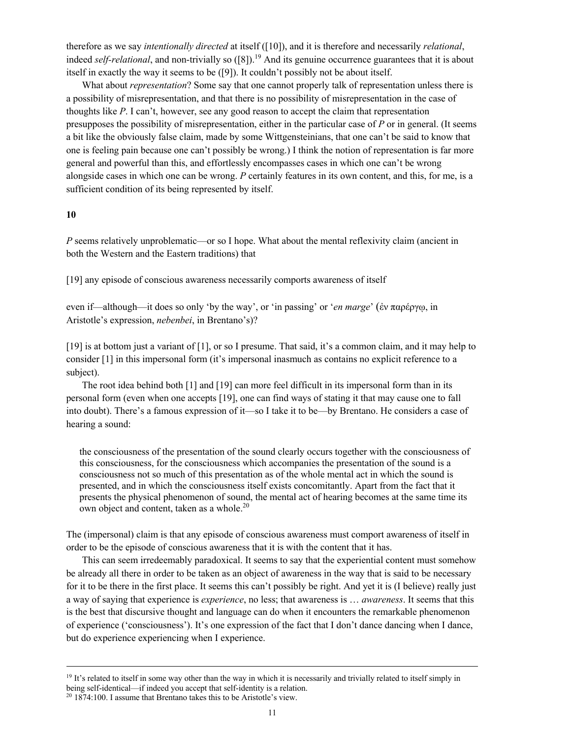therefore as we say *intentionally directed* at itself ([10]), and it is therefore and necessarily *relational*, indeed *self-relational*, and non-trivially so ([8]).[19] And its genuine occurrence guarantees that it is about itself in exactly the way it seems to be ([9]). It couldn't possibly not be about itself.

What about *representation*? Some say that one cannot properly talk of representation unless there is a possibility of misrepresentation, and that there is no possibility of misrepresentation in the case of thoughts like *P*. I can't, however, see any good reason to accept the claim that representation presupposes the possibility of misrepresentation, either in the particular case of *P* or in general. (It seems a bit like the obviously false claim, made by some Wittgensteinians, that one can't be said to know that one is feeling pain because one can't possibly be wrong.) I think the notion of representation is far more general and powerful than this, and effortlessly encompasses cases in which one can't be wrong alongside cases in which one can be wrong. *P* certainly features in its own content, and this, for me, is a sufficient condition of its being represented by itself.

**10**

*P* seems relatively unproblematic—or so I hope. What about the mental reflexivity claim (ancient in both the Western and the Eastern traditions) that

[19] any episode of conscious awareness necessarily comports awareness of itself

even if—although—it does so only 'by the way', or 'in passing' or '*en marge*' (ἐν παρέργῳ, in Aristotle's expression, *nebenbei*, in Brentano's)?

[19] is at bottom just a variant of [1], or so I presume. That said, it's a common claim, and it may help to consider [1] in this impersonal form (it's impersonal inasmuch as contains no explicit reference to a subject).

The root idea behind both [1] and [19] can more feel difficult in its impersonal form than in its personal form (even when one accepts [19], one can find ways of stating it that may cause one to fall into doubt). There's a famous expression of it—so I take it to be—by Brentano. He considers a case of hearing a sound:

> the consciousness of the presentation of the sound clearly occurs together with the consciousness of this consciousness, for the consciousness which accompanies the presentation of the sound is a consciousness not so much of this presentation as of the whole mental act in which the sound is presented, and in which the consciousness itself exists concomitantly. Apart from the fact that it presents the physical phenomenon of sound, the mental act of hearing becomes at the same time its own object and content, taken as a whole.[20]

The (impersonal) claim is that any episode of conscious awareness must comport awareness of itself in order to be the episode of conscious awareness that it is with the content that it has.

This can seem irredeemably paradoxical. It seems to say that the experiential content must somehow be already all there in order to be taken as an object of awareness in the way that is said to be necessary for it to be there in the first place. It seems this can't possibly be right. And yet it is (I believe) really just a way of saying that experience is *experience*, no less; that awareness is … *awareness*. It seems that this is the best that discursive thought and language can do when it encounters the remarkable phenomenon of experience ('consciousness'). It's one expression of the fact that I don't dance dancing when I dance, but do experience experiencing when I experience.

---

[19] It's related to itself in some way other than the way in which it is necessarily and trivially related to itself simply in being self-identical—if indeed you accept that self-identity is a relation.

[20] 1874:100. I assume that Brentano takes this to be Aristotle's view.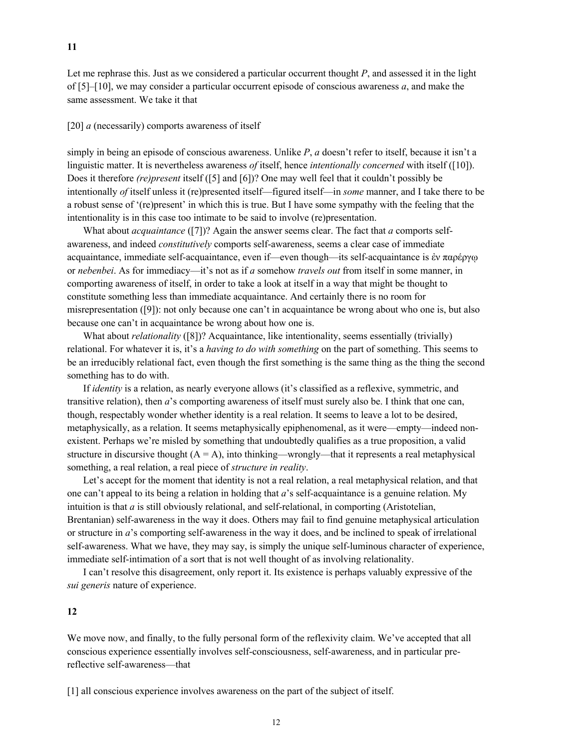## 11

Let me rephrase this. Just as we considered a particular occurrent thought *P*, and assessed it in the light of [5]–[10], we may consider a particular occurrent episode of conscious awareness *a*, and make the same assessment. We take it that

[20] *a* (necessarily) comports awareness of itself

simply in being an episode of conscious awareness. Unlike *P*, *a* doesn't refer to itself, because it isn't a linguistic matter. It is nevertheless awareness *of* itself, hence *intentionally concerned* with itself ([10]). Does it therefore *(re)present* itself ([5] and [6])? One may well feel that it couldn't possibly be intentionally *of* itself unless it (re)presented itself—figured itself—in *some* manner, and I take there to be a robust sense of '(re)present' in which this is true. But I have some sympathy with the feeling that the intentionality is in this case too intimate to be said to involve (re)presentation.

What about *acquaintance* ([7])? Again the answer seems clear. The fact that *a* comports self-awareness, and indeed *constitutively* comports self-awareness, seems a clear case of immediate acquaintance, immediate self-acquaintance, even if—even though—its self-acquaintance is ἐν παρέργῳ or *nebenbei*. As for immediacy—it's not as if *a* somehow *travels out* from itself in some manner, in comporting awareness of itself, in order to take a look at itself in a way that might be thought to constitute something less than immediate acquaintance. And certainly there is no room for misrepresentation ([9]): not only because one can't in acquaintance be wrong about who one is, but also because one can't in acquaintance be wrong about how one is.

What about *relationality* ([8])? Acquaintance, like intentionality, seems essentially (trivially) relational. For whatever it is, it's a *having to do with something* on the part of something. This seems to be an irreducibly relational fact, even though the first something is the same thing as the thing the second something has to do with.

If *identity* is a relation, as nearly everyone allows (it's classified as a reflexive, symmetric, and transitive relation), then *a*'s comporting awareness of itself must surely also be. I think that one can, though, respectably wonder whether identity is a real relation. It seems to leave a lot to be desired, metaphysically, as a relation. It seems metaphysically epiphenomenal, as it were—empty—indeed non-existent. Perhaps we're misled by something that undoubtedly qualifies as a true proposition, a valid structure in discursive thought (A = A), into thinking—wrongly—that it represents a real metaphysical something, a real relation, a real piece of *structure in reality*.

Let's accept for the moment that identity is not a real relation, a real metaphysical relation, and that one can't appeal to its being a relation in holding that *a*'s self-acquaintance is a genuine relation. My intuition is that *a* is still obviously relational, and self-relational, in comporting (Aristotelian, Brentanian) self-awareness in the way it does. Others may fail to find genuine metaphysical articulation or structure in *a*'s comporting self-awareness in the way it does, and be inclined to speak of irrelational self-awareness. What we have, they may say, is simply the unique self-luminous character of experience, immediate self-intimation of a sort that is not well thought of as involving relationality.

I can't resolve this disagreement, only report it. Its existence is perhaps valuably expressive of the *sui generis* nature of experience.

## 12

We move now, and finally, to the fully personal form of the reflexivity claim. We've accepted that all conscious experience essentially involves self-consciousness, self-awareness, and in particular pre-reflective self-awareness—that

[1] all conscious experience involves awareness on the part of the subject of itself.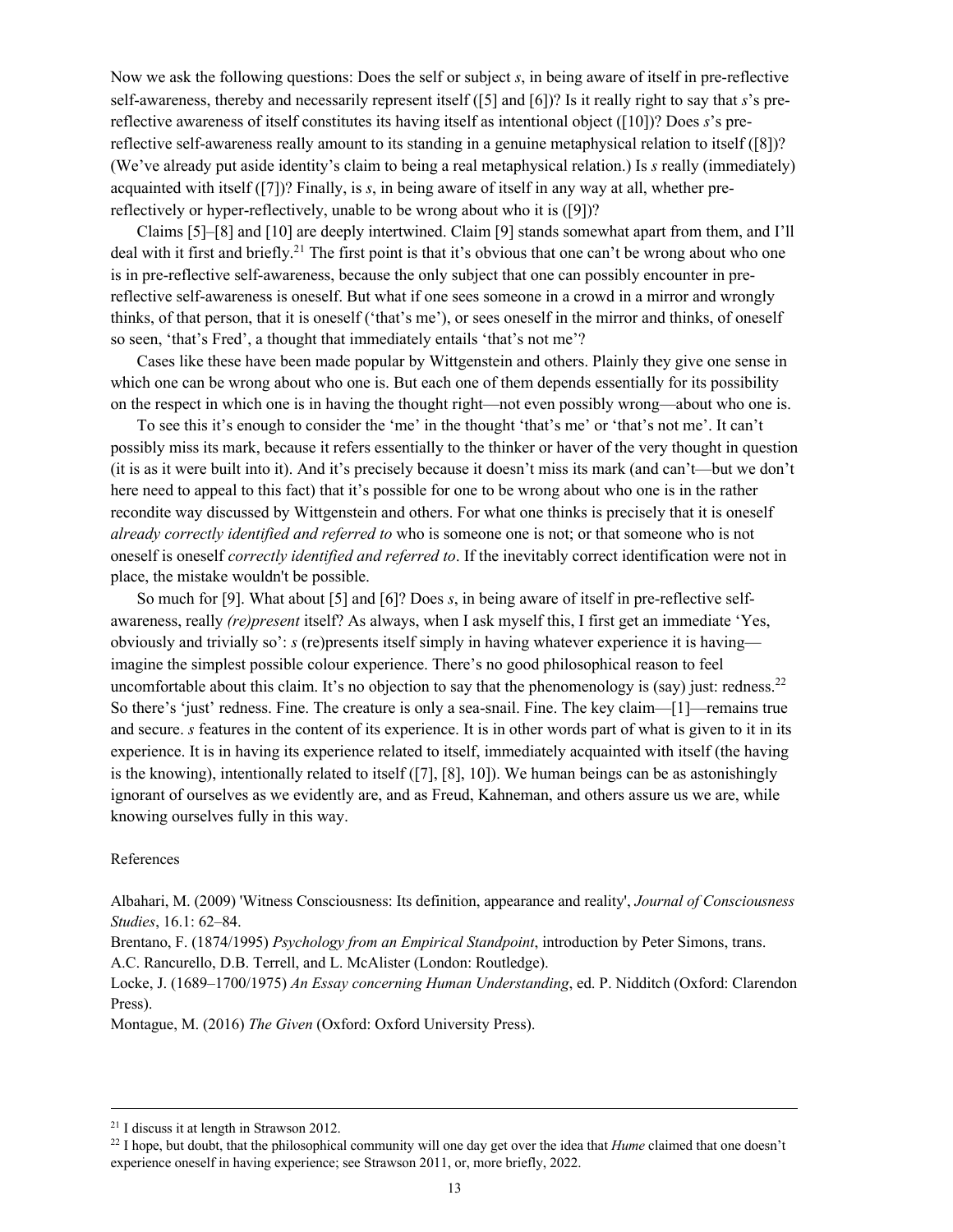Now we ask the following questions: Does the self or subject *s*, in being aware of itself in pre-reflective self-awareness, thereby and necessarily represent itself ([5] and [6])? Is it really right to say that *s*'s pre-reflective awareness of itself constitutes its having itself as intentional object ([10])? Does *s*'s pre-reflective self-awareness really amount to its standing in a genuine metaphysical relation to itself ([8])? (We've already put aside identity's claim to being a real metaphysical relation.) Is *s* really (immediately) acquainted with itself ([7])? Finally, is *s*, in being aware of itself in any way at all, whether pre-reflectively or hyper-reflectively, unable to be wrong about who it is ([9])?

Claims [5]–[8] and [10] are deeply intertwined. Claim [9] stands somewhat apart from them, and I'll deal with it first and briefly.[21] The first point is that it's obvious that one can't be wrong about who one is in pre-reflective self-awareness, because the only subject that one can possibly encounter in pre-reflective self-awareness is oneself. But what if one sees someone in a crowd in a mirror and wrongly thinks, of that person, that it is oneself ('that's me'), or sees oneself in the mirror and thinks, of oneself so seen, 'that's Fred', a thought that immediately entails 'that's not me'?

Cases like these have been made popular by Wittgenstein and others. Plainly they give one sense in which one can be wrong about who one is. But each one of them depends essentially for its possibility on the respect in which one is in having the thought right—not even possibly wrong—about who one is.

To see this it's enough to consider the 'me' in the thought 'that's me' or 'that's not me'. It can't possibly miss its mark, because it refers essentially to the thinker or haver of the very thought in question (it is as it were built into it). And it's precisely because it doesn't miss its mark (and can't—but we don't here need to appeal to this fact) that it's possible for one to be wrong about who one is in the rather recondite way discussed by Wittgenstein and others. For what one thinks is precisely that it is oneself *already correctly identified and referred to* who is someone one is not; or that someone who is not oneself is oneself *correctly identified and referred to*. If the inevitably correct identification were not in place, the mistake wouldn't be possible.

So much for [9]. What about [5] and [6]? Does *s*, in being aware of itself in pre-reflective self-awareness, really *(re)present* itself? As always, when I ask myself this, I first get an immediate 'Yes, obviously and trivially so': *s* (re)presents itself simply in having whatever experience it is having—imagine the simplest possible colour experience. There's no good philosophical reason to feel uncomfortable about this claim. It's no objection to say that the phenomenology is (say) just: redness.[22] So there's 'just' redness. Fine. The creature is only a sea-snail. Fine. The key claim—[1]—remains true and secure. *s* features in the content of its experience. It is in other words part of what is given to it in its experience. It is in having its experience related to itself, immediately acquainted with itself (the having is the knowing), intentionally related to itself ([7], [8], 10]). We human beings can be as astonishingly ignorant of ourselves as we evidently are, and as Freud, Kahneman, and others assure us we are, while knowing ourselves fully in this way.

References

Albahari, M. (2009) 'Witness Consciousness: Its definition, appearance and reality', *Journal of Consciousness Studies*, 16.1: 62–84.

Brentano, F. (1874/1995) *Psychology from an Empirical Standpoint*, introduction by Peter Simons, trans. A.C. Rancurello, D.B. Terrell, and L. McAlister (London: Routledge).

Locke, J. (1689–1700/1975) *An Essay concerning Human Understanding*, ed. P. Nidditch (Oxford: Clarendon Press).

Montague, M. (2016) *The Given* (Oxford: Oxford University Press).

---

[21] I discuss it at length in Strawson 2012.

[22] I hope, but doubt, that the philosophical community will one day get over the idea that *Hume* claimed that one doesn't experience oneself in having experience; see Strawson 2011, or, more briefly, 2022.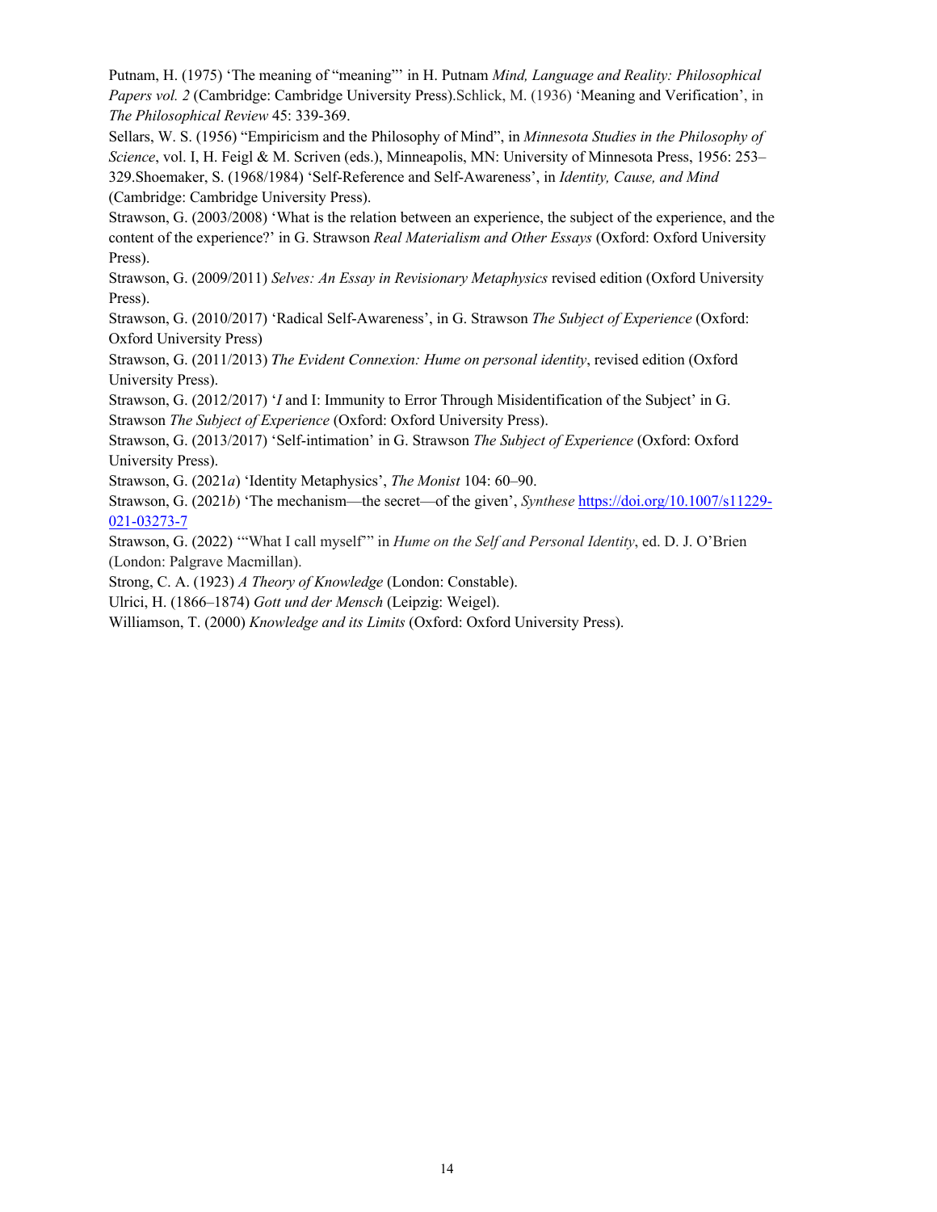Putnam, H. (1975) 'The meaning of "meaning"' in H. Putnam *Mind, Language and Reality: Philosophical Papers vol. 2* (Cambridge: Cambridge University Press).Schlick, M. (1936) 'Meaning and Verification', in *The Philosophical Review* 45: 339-369.

Sellars, W. S. (1956) "Empiricism and the Philosophy of Mind", in *Minnesota Studies in the Philosophy of Science*, vol. I, H. Feigl & M. Scriven (eds.), Minneapolis, MN: University of Minnesota Press, 1956: 253–329.Shoemaker, S. (1968/1984) 'Self-Reference and Self-Awareness', in *Identity, Cause, and Mind* (Cambridge: Cambridge University Press).

Strawson, G. (2003/2008) 'What is the relation between an experience, the subject of the experience, and the content of the experience?' in G. Strawson *Real Materialism and Other Essays* (Oxford: Oxford University Press).

Strawson, G. (2009/2011) *Selves: An Essay in Revisionary Metaphysics* revised edition (Oxford University Press).

Strawson, G. (2010/2017) 'Radical Self-Awareness', in G. Strawson *The Subject of Experience* (Oxford: Oxford University Press)

Strawson, G. (2011/2013) *The Evident Connexion: Hume on personal identity*, revised edition (Oxford University Press).

Strawson, G. (2012/2017) '*I* and I: Immunity to Error Through Misidentification of the Subject' in G. Strawson *The Subject of Experience* (Oxford: Oxford University Press).

Strawson, G. (2013/2017) 'Self-intimation' in G. Strawson *The Subject of Experience* (Oxford: Oxford University Press).

Strawson, G. (2021*a*) 'Identity Metaphysics', *The Monist* 104: 60–90.

Strawson, G. (2021*b*) 'The mechanism—the secret—of the given', *Synthese* https://doi.org/10.1007/s11229-021-03273-7

Strawson, G. (2022) '"What I call myself"' in *Hume on the Self and Personal Identity*, ed. D. J. O'Brien (London: Palgrave Macmillan).

Strong, C. A. (1923) *A Theory of Knowledge* (London: Constable).

Ulrici, H. (1866–1874) *Gott und der Mensch* (Leipzig: Weigel).

Williamson, T. (2000) *Knowledge and its Limits* (Oxford: Oxford University Press).